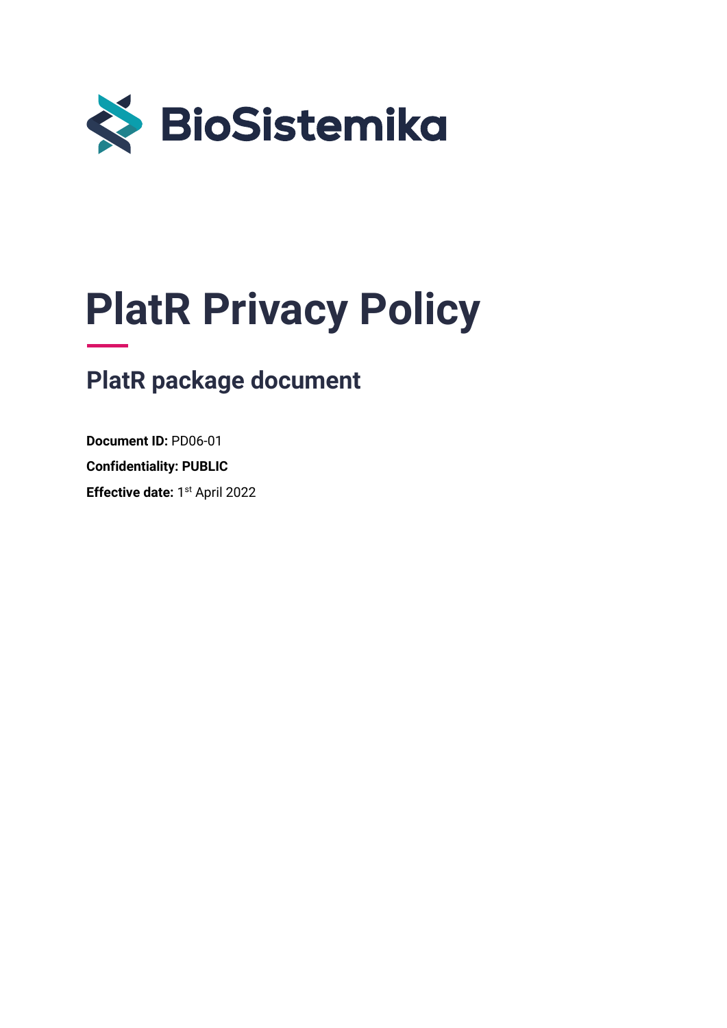BioSistemika

# PlatR Privacy Policy

## PlatR package document

**Document ID:** PD06-01

**Confidentiality: PUBLIC**

**Effective date:** 1st April 2022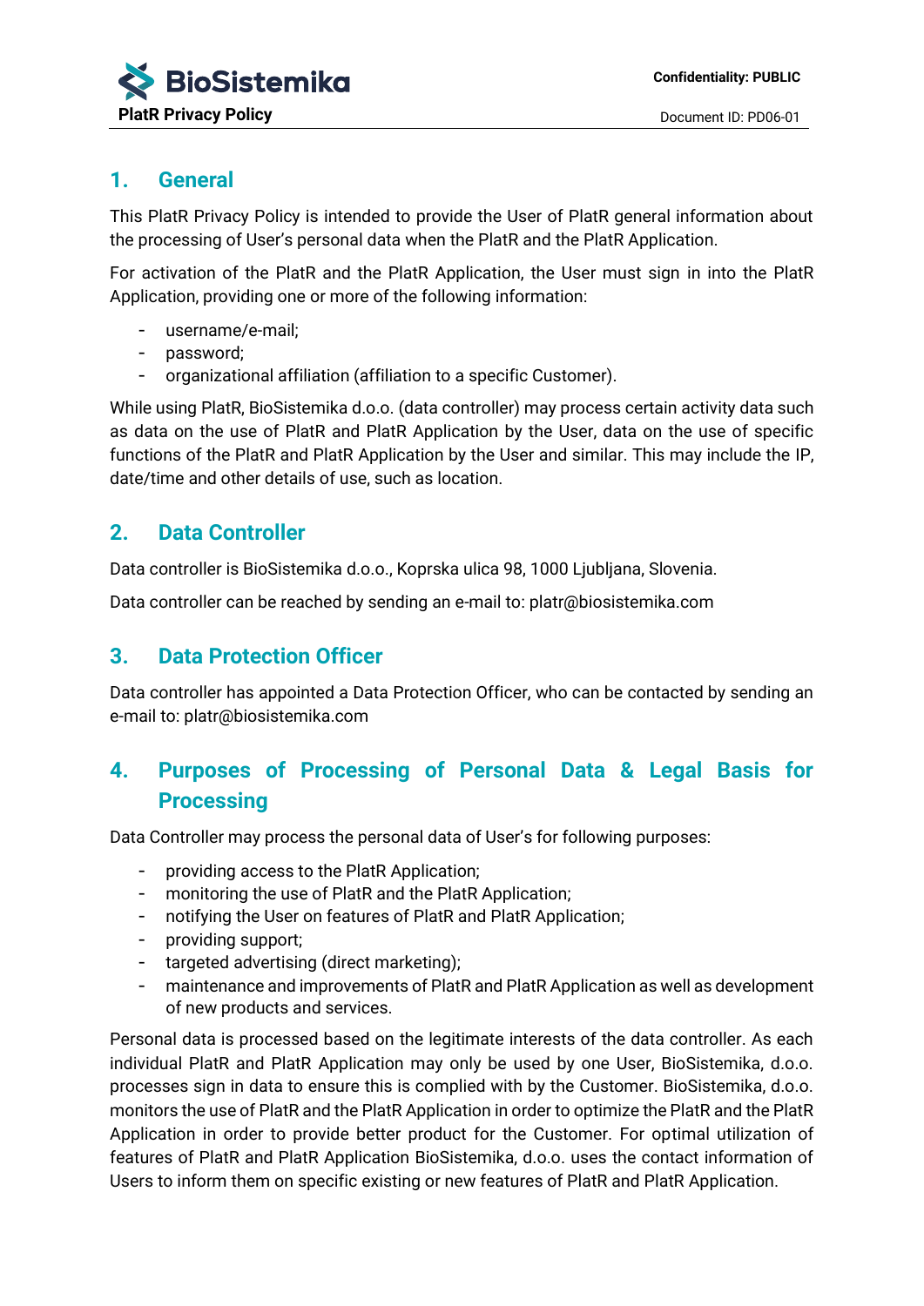## 1. General

This PlatR Privacy Policy is intended to provide the User of PlatR general information about the processing of User's personal data when the PlatR and the PlatR Application.

For activation of the PlatR and the PlatR Application, the User must sign in into the PlatR Application, providing one or more of the following information:

- username/e-mail;
- password;
- organizational affiliation (affiliation to a specific Customer).

While using PlatR, BioSistemika d.o.o. (data controller) may process certain activity data such as data on the use of PlatR and PlatR Application by the User, data on the use of specific functions of the PlatR and PlatR Application by the User and similar. This may include the IP, date/time and other details of use, such as location.

## 2. Data Controller

Data controller is BioSistemika d.o.o., Koprska ulica 98, 1000 Ljubljana, Slovenia.

Data controller can be reached by sending an e-mail to: platr@biosistemika.com

## 3. Data Protection Officer

Data controller has appointed a Data Protection Officer, who can be contacted by sending an e-mail to: platr@biosistemika.com

## 4. Purposes of Processing of Personal Data & Legal Basis for Processing

Data Controller may process the personal data of User's for following purposes:

- providing access to the PlatR Application;
- monitoring the use of PlatR and the PlatR Application;
- notifying the User on features of PlatR and PlatR Application;
- providing support;
- targeted advertising (direct marketing);
- maintenance and improvements of PlatR and PlatR Application as well as development of new products and services.

Personal data is processed based on the legitimate interests of the data controller. As each individual PlatR and PlatR Application may only be used by one User, BioSistemika, d.o.o. processes sign in data to ensure this is complied with by the Customer. BioSistemika, d.o.o. monitors the use of PlatR and the PlatR Application in order to optimize the PlatR and the PlatR Application in order to provide better product for the Customer. For optimal utilization of features of PlatR and PlatR Application BioSistemika, d.o.o. uses the contact information of Users to inform them on specific existing or new features of PlatR and PlatR Application.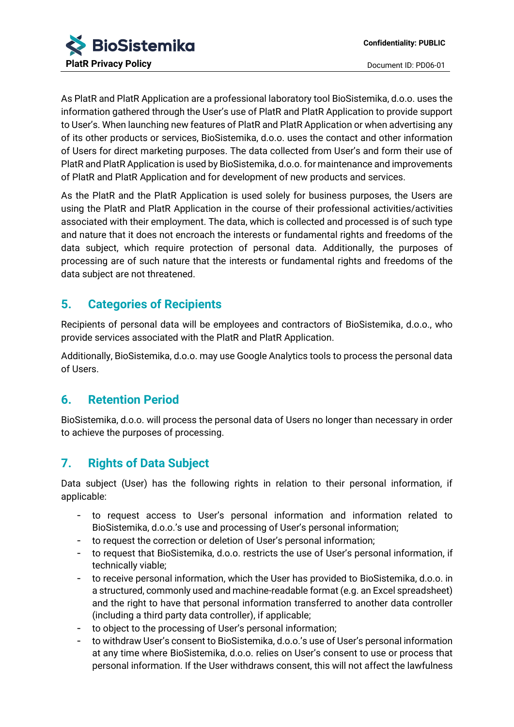As PlatR and PlatR Application are a professional laboratory tool BioSistemika, d.o.o. uses the information gathered through the User's use of PlatR and PlatR Application to provide support to User's. When launching new features of PlatR and PlatR Application or when advertising any of its other products or services, BioSistemika, d.o.o. uses the contact and other information of Users for direct marketing purposes. The data collected from User's and form their use of PlatR and PlatR Application is used by BioSistemika, d.o.o. for maintenance and improvements of PlatR and PlatR Application and for development of new products and services.

As the PlatR and the PlatR Application is used solely for business purposes, the Users are using the PlatR and PlatR Application in the course of their professional activities/activities associated with their employment. The data, which is collected and processed is of such type and nature that it does not encroach the interests or fundamental rights and freedoms of the data subject, which require protection of personal data. Additionally, the purposes of processing are of such nature that the interests or fundamental rights and freedoms of the data subject are not threatened.

## 5. Categories of Recipients

Recipients of personal data will be employees and contractors of BioSistemika, d.o.o., who provide services associated with the PlatR and PlatR Application.

Additionally, BioSistemika, d.o.o. may use Google Analytics tools to process the personal data of Users.

## 6. Retention Period

BioSistemika, d.o.o. will process the personal data of Users no longer than necessary in order to achieve the purposes of processing.

## 7. Rights of Data Subject

Data subject (User) has the following rights in relation to their personal information, if applicable:

- to request access to User's personal information and information related to BioSistemika, d.o.o.'s use and processing of User's personal information;
- to request the correction or deletion of User's personal information;
- to request that BioSistemika, d.o.o. restricts the use of User's personal information, if technically viable;
- to receive personal information, which the User has provided to BioSistemika, d.o.o. in a structured, commonly used and machine-readable format (e.g. an Excel spreadsheet) and the right to have that personal information transferred to another data controller (including a third party data controller), if applicable;
- to object to the processing of User's personal information;
- to withdraw User's consent to BioSistemika, d.o.o.'s use of User's personal information at any time where BioSistemika, d.o.o. relies on User's consent to use or process that personal information. If the User withdraws consent, this will not affect the lawfulness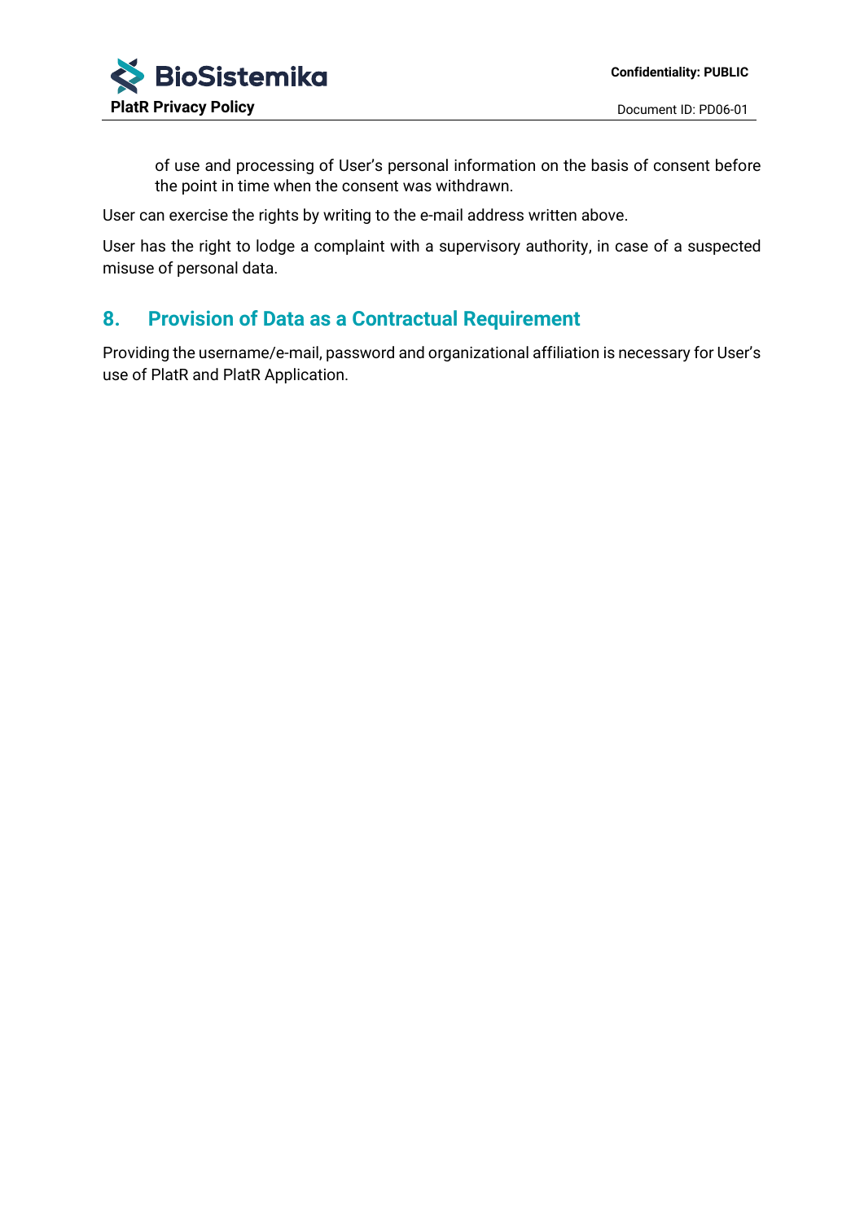of use and processing of User's personal information on the basis of consent before the point in time when the consent was withdrawn.

User can exercise the rights by writing to the e-mail address written above.

User has the right to lodge a complaint with a supervisory authority, in case of a suspected misuse of personal data.

## 8. Provision of Data as a Contractual Requirement

Providing the username/e-mail, password and organizational affiliation is necessary for User's use of PlatR and PlatR Application.